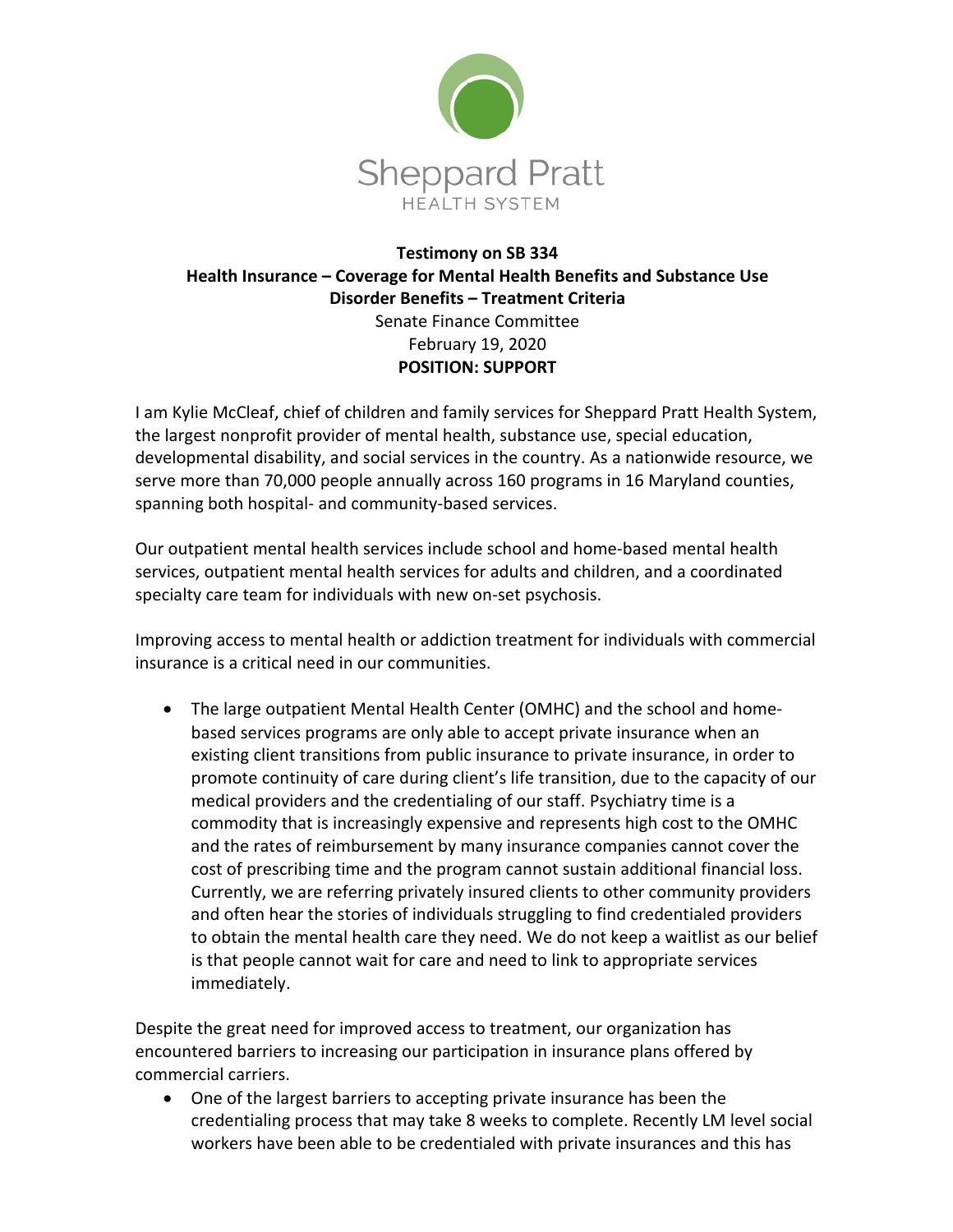Sheppard Pratt
HEALTH SYSTEM

**Testimony on SB 334**
**Health Insurance – Coverage for Mental Health Benefits and Substance Use Disorder Benefits – Treatment Criteria**
Senate Finance Committee
February 19, 2020
**POSITION: SUPPORT**

I am Kylie McCleaf, chief of children and family services for Sheppard Pratt Health System, the largest nonprofit provider of mental health, substance use, special education, developmental disability, and social services in the country. As a nationwide resource, we serve more than 70,000 people annually across 160 programs in 16 Maryland counties, spanning both hospital- and community-based services.

Our outpatient mental health services include school and home-based mental health services, outpatient mental health services for adults and children, and a coordinated specialty care team for individuals with new on-set psychosis.

Improving access to mental health or addiction treatment for individuals with commercial insurance is a critical need in our communities.

- The large outpatient Mental Health Center (OMHC) and the school and home-based services programs are only able to accept private insurance when an existing client transitions from public insurance to private insurance, in order to promote continuity of care during client's life transition, due to the capacity of our medical providers and the credentialing of our staff. Psychiatry time is a commodity that is increasingly expensive and represents high cost to the OMHC and the rates of reimbursement by many insurance companies cannot cover the cost of prescribing time and the program cannot sustain additional financial loss. Currently, we are referring privately insured clients to other community providers and often hear the stories of individuals struggling to find credentialed providers to obtain the mental health care they need. We do not keep a waitlist as our belief is that people cannot wait for care and need to link to appropriate services immediately.

Despite the great need for improved access to treatment, our organization has encountered barriers to increasing our participation in insurance plans offered by commercial carriers.

- One of the largest barriers to accepting private insurance has been the credentialing process that may take 8 weeks to complete. Recently LM level social workers have been able to be credentialed with private insurances and this has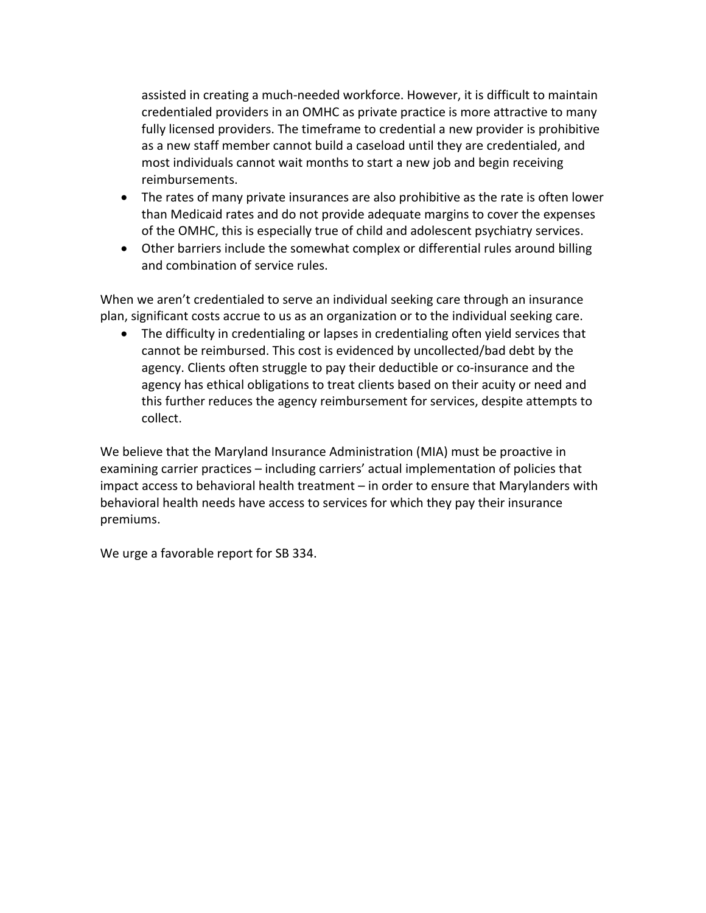- assisted in creating a much-needed workforce. However, it is difficult to maintain credentialed providers in an OMHC as private practice is more attractive to many fully licensed providers. The timeframe to credential a new provider is prohibitive as a new staff member cannot build a caseload until they are credentialed, and most individuals cannot wait months to start a new job and begin receiving reimbursements.
- The rates of many private insurances are also prohibitive as the rate is often lower than Medicaid rates and do not provide adequate margins to cover the expenses of the OMHC, this is especially true of child and adolescent psychiatry services.
- Other barriers include the somewhat complex or differential rules around billing and combination of service rules.

When we aren't credentialed to serve an individual seeking care through an insurance plan, significant costs accrue to us as an organization or to the individual seeking care.

- The difficulty in credentialing or lapses in credentialing often yield services that cannot be reimbursed. This cost is evidenced by uncollected/bad debt by the agency. Clients often struggle to pay their deductible or co-insurance and the agency has ethical obligations to treat clients based on their acuity or need and this further reduces the agency reimbursement for services, despite attempts to collect.

We believe that the Maryland Insurance Administration (MIA) must be proactive in examining carrier practices – including carriers' actual implementation of policies that impact access to behavioral health treatment – in order to ensure that Marylanders with behavioral health needs have access to services for which they pay their insurance premiums.

We urge a favorable report for SB 334.